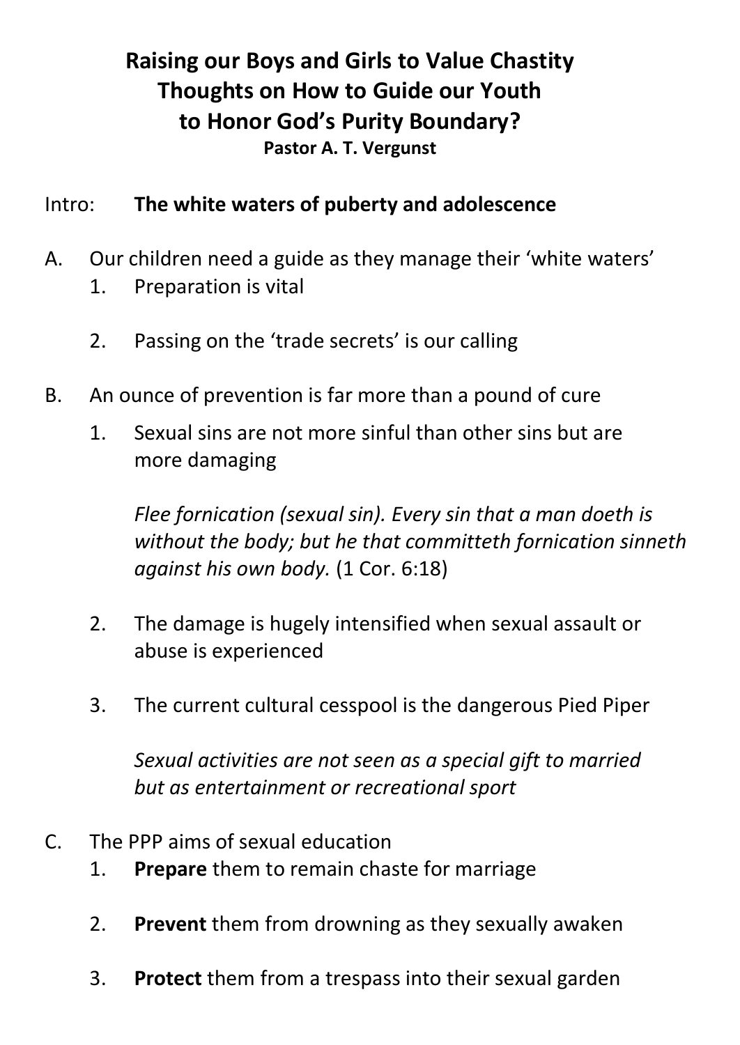# Raising our Boys and Girls to Value Chastity
## Thoughts on How to Guide our Youth
## to Honor God's Purity Boundary?

**Pastor A. T. Vergunst**

Intro: **The white waters of puberty and adolescence**

A. Our children need a guide as they manage their 'white waters'
   1. Preparation is vital

   2. Passing on the 'trade secrets' is our calling

B. An ounce of prevention is far more than a pound of cure
   1. Sexual sins are not more sinful than other sins but are more damaging

      *Flee fornication (sexual sin). Every sin that a man doeth is without the body; but he that committeth fornication sinneth against his own body.* (1 Cor. 6:18)

   2. The damage is hugely intensified when sexual assault or abuse is experienced

   3. The current cultural cesspool is the dangerous Pied Piper

      *Sexual activities are not seen as a special gift to married but as entertainment or recreational sport*

C. The PPP aims of sexual education
   1. **Prepare** them to remain chaste for marriage

   2. **Prevent** them from drowning as they sexually awaken

   3. **Protect** them from a trespass into their sexual garden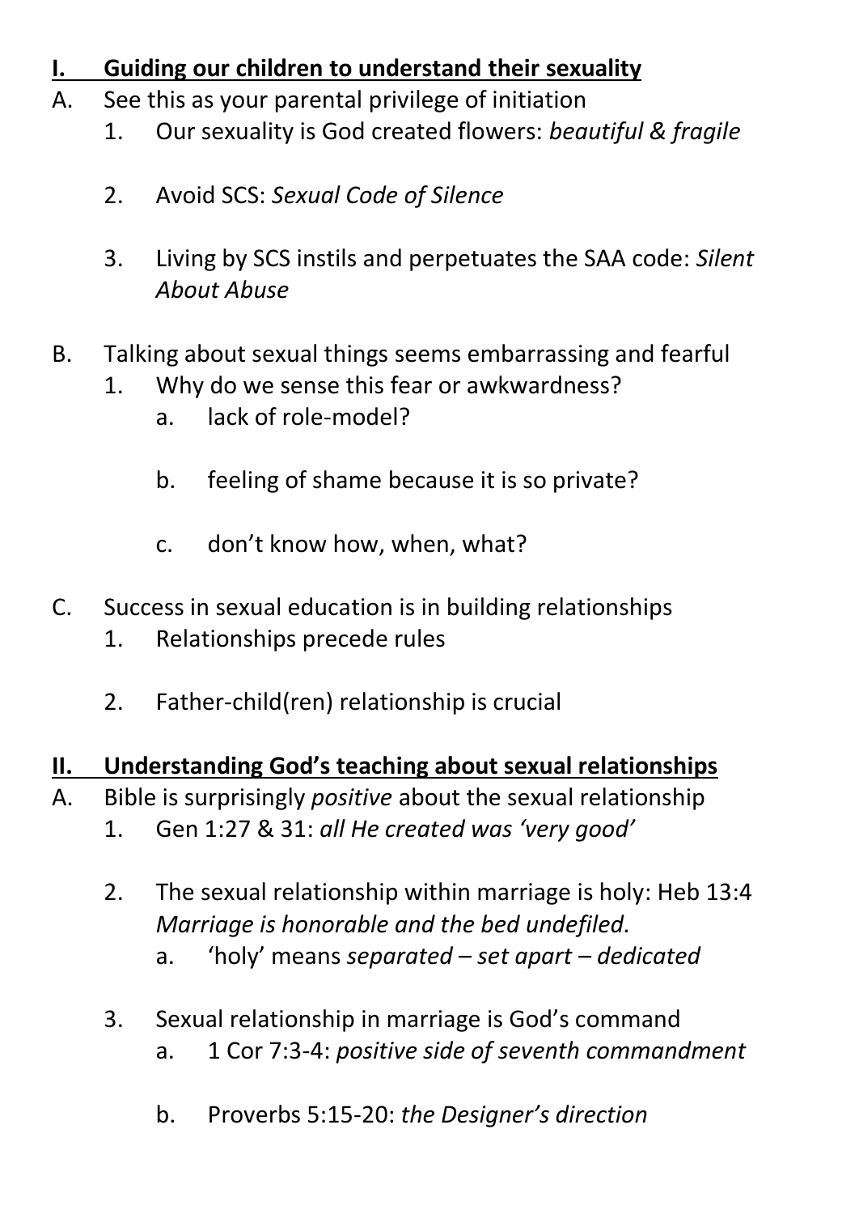## I. Guiding our children to understand their sexuality

A. See this as your parental privilege of initiation

1. Our sexuality is God created flowers: *beautiful & fragile*

2. Avoid SCS: *Sexual Code of Silence*

3. Living by SCS instils and perpetuates the SAA code: *Silent About Abuse*

B. Talking about sexual things seems embarrassing and fearful

1. Why do we sense this fear or awkwardness?

   a. lack of role-model?

   b. feeling of shame because it is so private?

   c. don't know how, when, what?

C. Success in sexual education is in building relationships

1. Relationships precede rules

2. Father-child(ren) relationship is crucial

## II. Understanding God's teaching about sexual relationships

A. Bible is surprisingly *positive* about the sexual relationship

1. Gen 1:27 & 31: *all He created was 'very good'*

2. The sexual relationship within marriage is holy: Heb 13:4 *Marriage is honorable and the bed undefiled.*

   a. 'holy' means *separated – set apart – dedicated*

3. Sexual relationship in marriage is God's command

   a. 1 Cor 7:3-4: *positive side of seventh commandment*

   b. Proverbs 5:15-20: *the Designer's direction*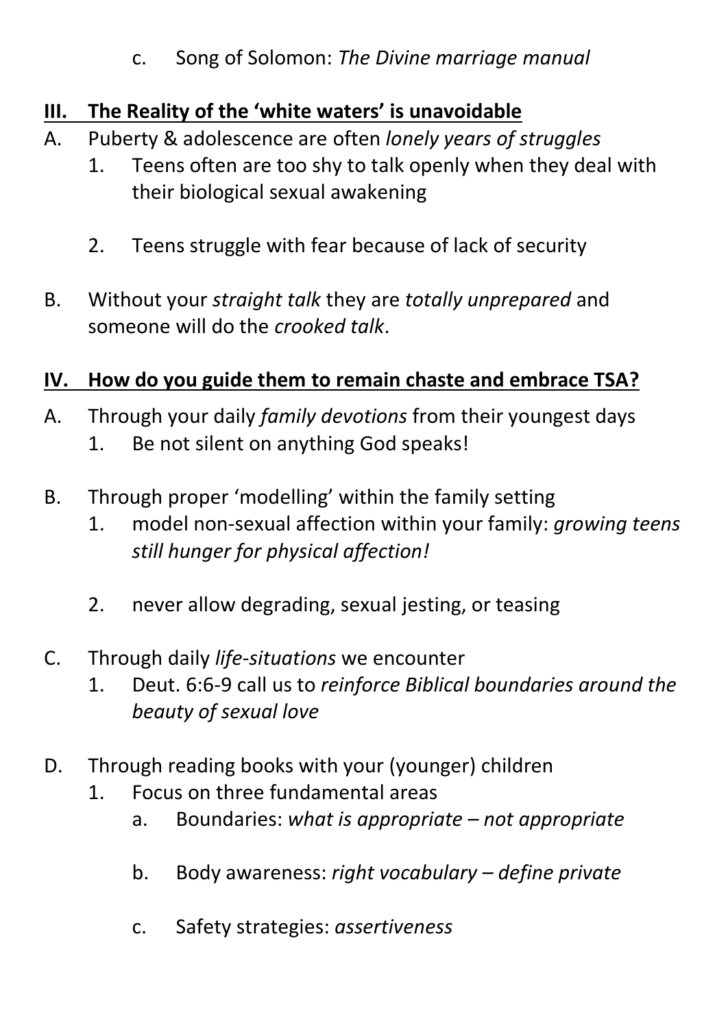c. Song of Solomon: *The Divine marriage manual*

## III. The Reality of the 'white waters' is unavoidable

A. Puberty & adolescence are often *lonely years of struggles*

1. Teens often are too shy to talk openly when they deal with their biological sexual awakening

2. Teens struggle with fear because of lack of security

B. Without your *straight talk* they are *totally unprepared* and someone will do the *crooked talk*.

## IV. How do you guide them to remain chaste and embrace TSA?

A. Through your daily *family devotions* from their youngest days

1. Be not silent on anything God speaks!

B. Through proper 'modelling' within the family setting

1. model non-sexual affection within your family: *growing teens still hunger for physical affection!*

2. never allow degrading, sexual jesting, or teasing

C. Through daily *life-situations* we encounter

1. Deut. 6:6-9 call us to *reinforce Biblical boundaries around the beauty of sexual love*

D. Through reading books with your (younger) children

1. Focus on three fundamental areas

   a. Boundaries: *what is appropriate – not appropriate*

   b. Body awareness: *right vocabulary – define private*

   c. Safety strategies: *assertiveness*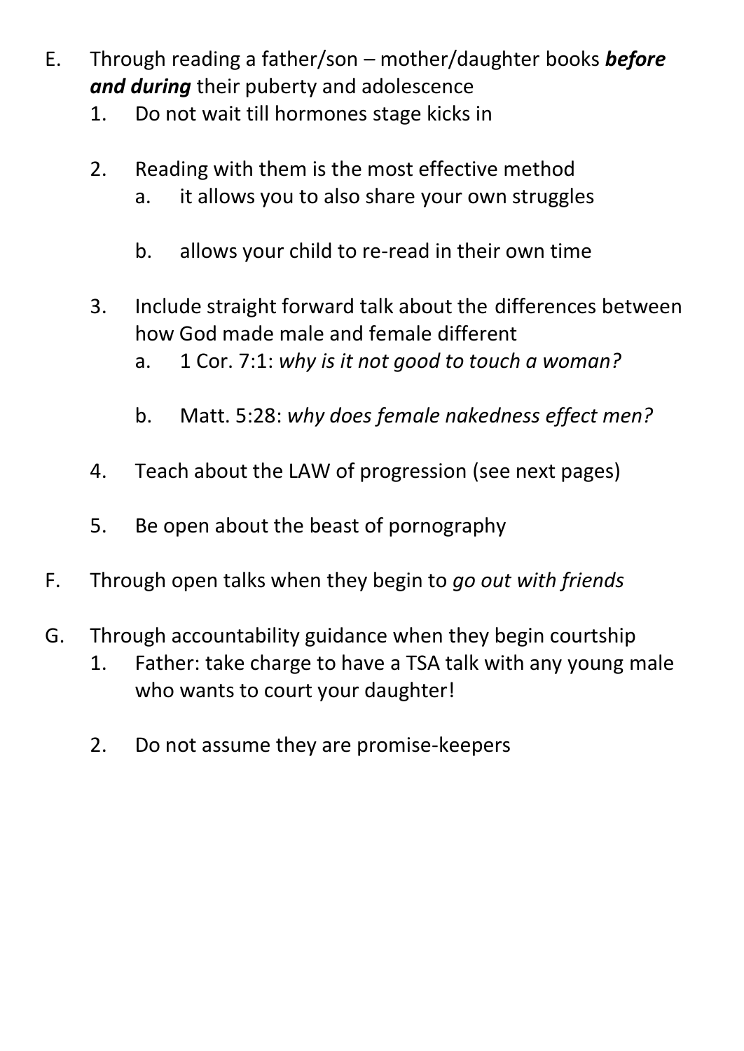E. Through reading a father/son – mother/daughter books ***before and during*** their puberty and adolescence
   1. Do not wait till hormones stage kicks in

   2. Reading with them is the most effective method
      a. it allows you to also share your own struggles

      b. allows your child to re-read in their own time

   3. Include straight forward talk about the differences between how God made male and female different
      a. 1 Cor. 7:1: *why is it not good to touch a woman?*

      b. Matt. 5:28: *why does female nakedness effect men?*

   4. Teach about the LAW of progression (see next pages)

   5. Be open about the beast of pornography

F. Through open talks when they begin to *go out with friends*

G. Through accountability guidance when they begin courtship
   1. Father: take charge to have a TSA talk with any young male who wants to court your daughter!

   2. Do not assume they are promise-keepers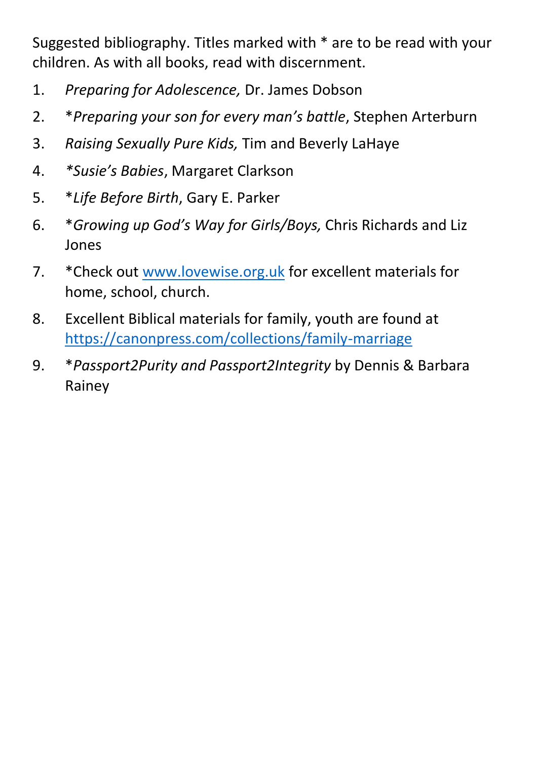Suggested bibliography. Titles marked with * are to be read with your children. As with all books, read with discernment.

1. *Preparing for Adolescence,* Dr. James Dobson
2. **Preparing your son for every man's battle*, Stephen Arterburn
3. *Raising Sexually Pure Kids,* Tim and Beverly LaHaye
4. **Susie's Babies*, Margaret Clarkson
5. **Life Before Birth*, Gary E. Parker
6. **Growing up God's Way for Girls/Boys,* Chris Richards and Liz Jones
7. *Check out [www.lovewise.org.uk](http://www.lovewise.org.uk) for excellent materials for home, school, church.
8. Excellent Biblical materials for family, youth are found at [https://canonpress.com/collections/family-marriage](https://canonpress.com/collections/family-marriage)
9. **Passport2Purity and Passport2Integrity* by Dennis & Barbara Rainey